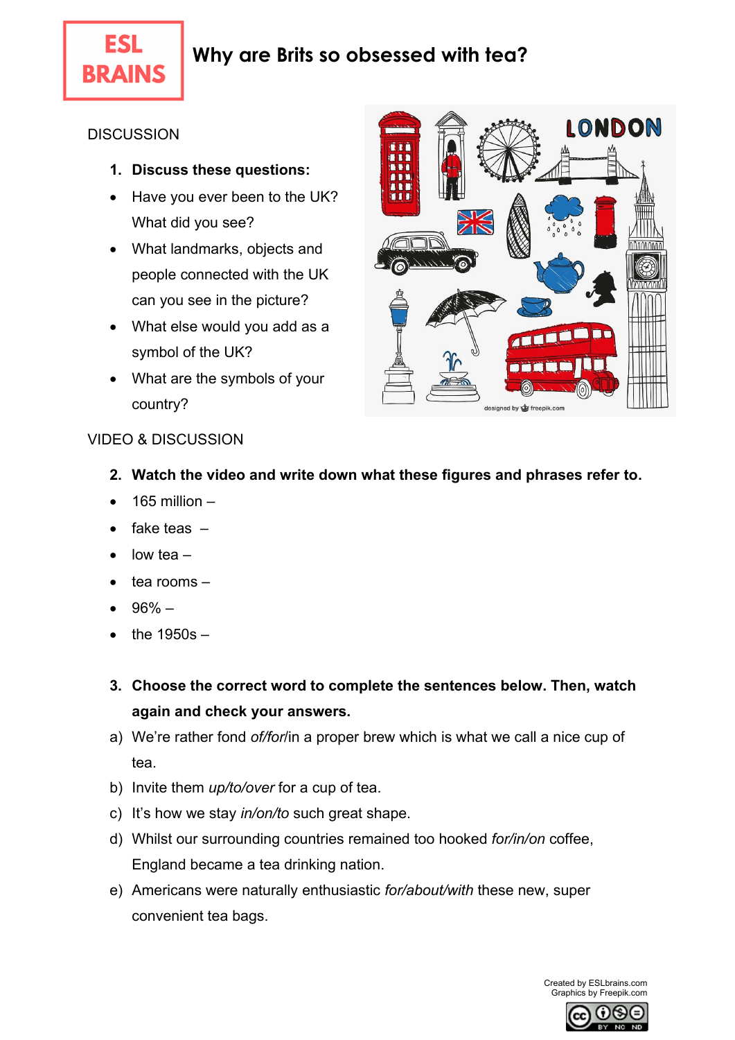# Why are Brits so obsessed with tea?

## DISCUSSION

1. **Discuss these questions:**

- Have you ever been to the UK? What did you see?
- What landmarks, objects and people connected with the UK can you see in the picture?
- What else would you add as a symbol of the UK?
- What are the symbols of your country?

## VIDEO & DISCUSSION

2. **Watch the video and write down what these figures and phrases refer to.**

- 165 million –
- fake teas –
- low tea –
- tea rooms –
- 96% –
- the 1950s –

3. **Choose the correct word to complete the sentences below. Then, watch again and check your answers.**

a) We're rather fond *of/for/in* a proper brew which is what we call a nice cup of tea.

b) Invite them *up/to/over* for a cup of tea.

c) It's how we stay *in/on/to* such great shape.

d) Whilst our surrounding countries remained too hooked *for/in/on* coffee, England became a tea drinking nation.

e) Americans were naturally enthusiastic *for/about/with* these new, super convenient tea bags.

Created by ESLbrains.com
Graphics by Freepik.com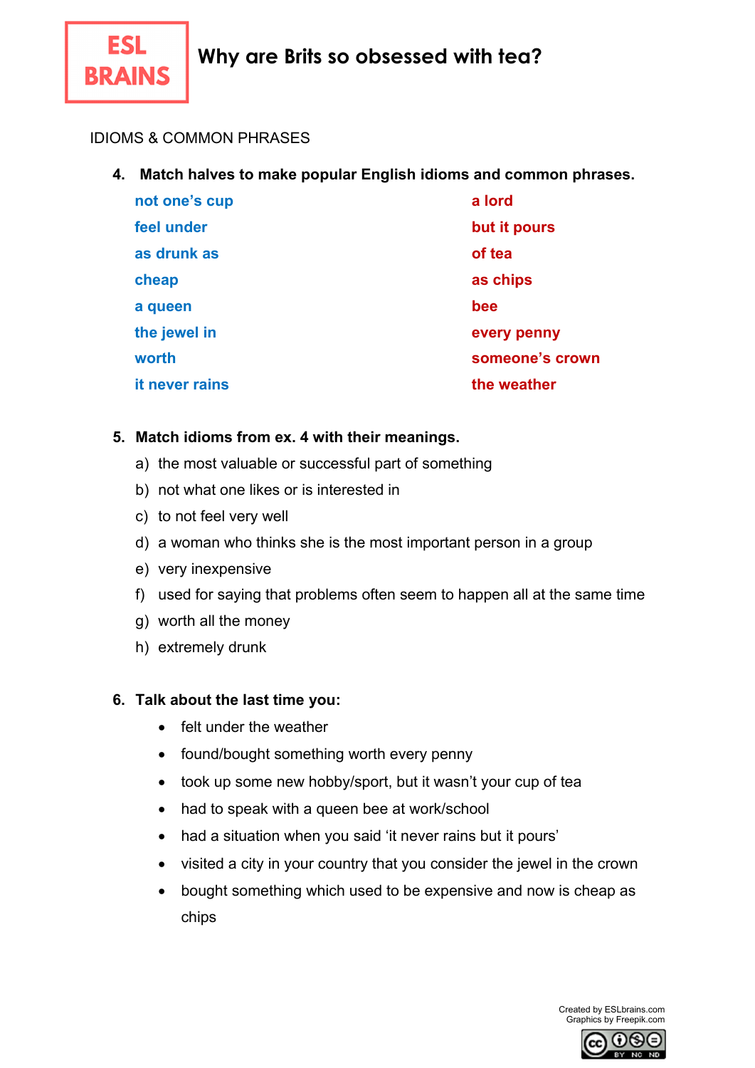# Why are Brits so obsessed with tea?

IDIOMS & COMMON PHRASES

4. **Match halves to make popular English idioms and common phrases.**

| | |
|---|---|
| not one's cup | a lord |
| feel under | but it pours |
| as drunk as | of tea |
| cheap | as chips |
| a queen | bee |
| the jewel in | every penny |
| worth | someone's crown |
| it never rains | the weather |

5. **Match idioms from ex. 4 with their meanings.**
   a) the most valuable or successful part of something
   b) not what one likes or is interested in
   c) to not feel very well
   d) a woman who thinks she is the most important person in a group
   e) very inexpensive
   f) used for saying that problems often seem to happen all at the same time
   g) worth all the money
   h) extremely drunk

6. **Talk about the last time you:**
   - felt under the weather
   - found/bought something worth every penny
   - took up some new hobby/sport, but it wasn't your cup of tea
   - had to speak with a queen bee at work/school
   - had a situation when you said 'it never rains but it pours'
   - visited a city in your country that you consider the jewel in the crown
   - bought something which used to be expensive and now is cheap as chips

Created by ESLbrains.com
Graphics by Freepik.com